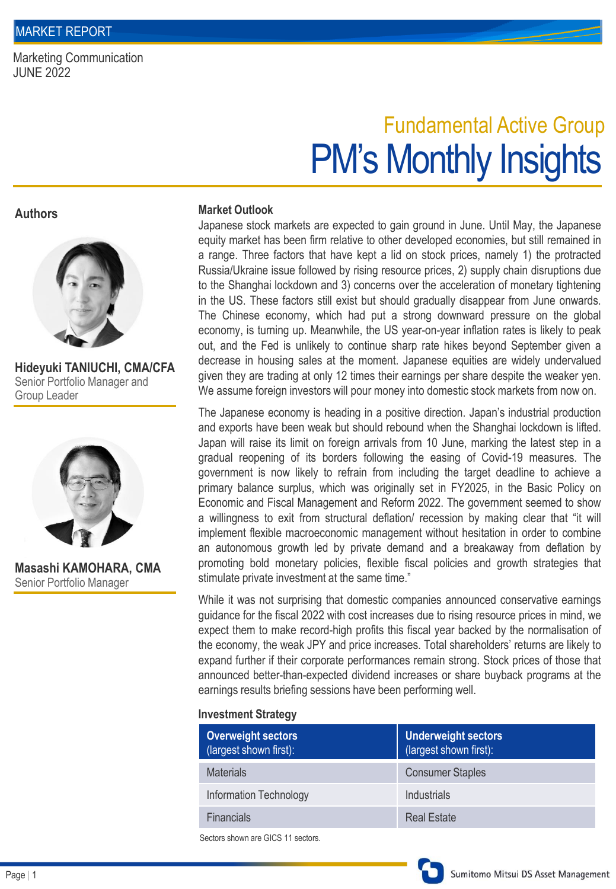MARKET REPORT

Marketing Communication
JUNE 2022

## Fundamental Active Group

# PM's Monthly Insights

## Authors

**Hideyuki TANIUCHI, CMA/CFA**
Senior Portfolio Manager and Group Leader

**Masashi KAMOHARA, CMA**
Senior Portfolio Manager

### Market Outlook

Japanese stock markets are expected to gain ground in June. Until May, the Japanese equity market has been firm relative to other developed economies, but still remained in a range. Three factors that have kept a lid on stock prices, namely 1) the protracted Russia/Ukraine issue followed by rising resource prices, 2) supply chain disruptions due to the Shanghai lockdown and 3) concerns over the acceleration of monetary tightening in the US. These factors still exist but should gradually disappear from June onwards. The Chinese economy, which had put a strong downward pressure on the global economy, is turning up. Meanwhile, the US year-on-year inflation rates is likely to peak out, and the Fed is unlikely to continue sharp rate hikes beyond September given a decrease in housing sales at the moment. Japanese equities are widely undervalued given they are trading at only 12 times their earnings per share despite the weaker yen. We assume foreign investors will pour money into domestic stock markets from now on.

The Japanese economy is heading in a positive direction. Japan's industrial production and exports have been weak but should rebound when the Shanghai lockdown is lifted. Japan will raise its limit on foreign arrivals from 10 June, marking the latest step in a gradual reopening of its borders following the easing of Covid-19 measures. The government is now likely to refrain from including the target deadline to achieve a primary balance surplus, which was originally set in FY2025, in the Basic Policy on Economic and Fiscal Management and Reform 2022. The government seemed to show a willingness to exit from structural deflation/ recession by making clear that "it will implement flexible macroeconomic management without hesitation in order to combine an autonomous growth led by private demand and a breakaway from deflation by promoting bold monetary policies, flexible fiscal policies and growth strategies that stimulate private investment at the same time."

While it was not surprising that domestic companies announced conservative earnings guidance for the fiscal 2022 with cost increases due to rising resource prices in mind, we expect them to make record-high profits this fiscal year backed by the normalisation of the economy, the weak JPY and price increases. Total shareholders' returns are likely to expand further if their corporate performances remain strong. Stock prices of those that announced better-than-expected dividend increases or share buyback programs at the earnings results briefing sessions have been performing well.

### Investment Strategy

| **Overweight sectors** (largest shown first): | **Underweight sectors** (largest shown first): |
|---|---|
| Materials | Consumer Staples |
| Information Technology | Industrials |
| Financials | Real Estate |

Sectors shown are GICS 11 sectors.

Sumitomo Mitsui DS Asset Management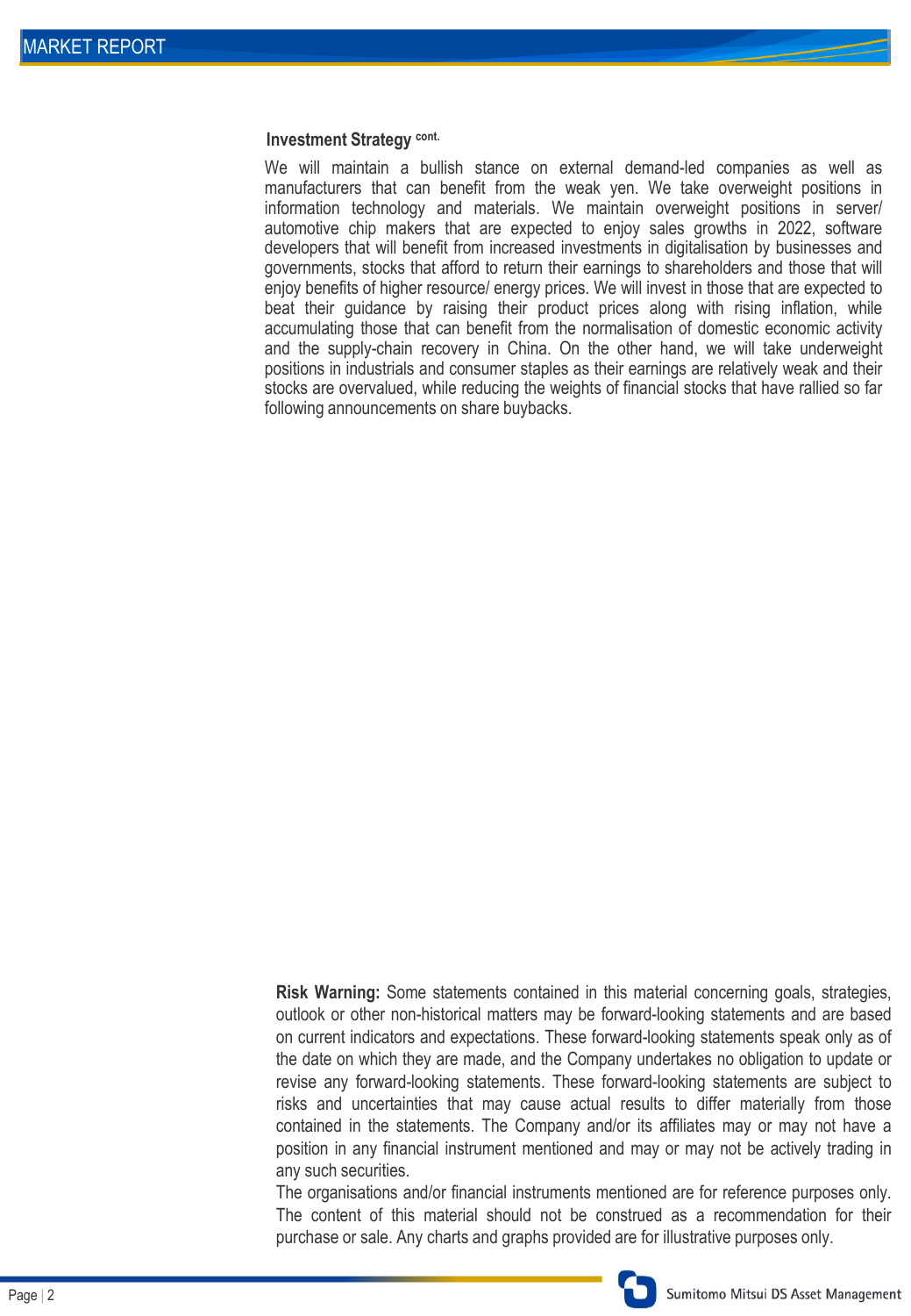### Investment Strategy cont.

We will maintain a bullish stance on external demand-led companies as well as manufacturers that can benefit from the weak yen. We take overweight positions in information technology and materials. We maintain overweight positions in server/ automotive chip makers that are expected to enjoy sales growths in 2022, software developers that will benefit from increased investments in digitalisation by businesses and governments, stocks that afford to return their earnings to shareholders and those that will enjoy benefits of higher resource/ energy prices. We will invest in those that are expected to beat their guidance by raising their product prices along with rising inflation, while accumulating those that can benefit from the normalisation of domestic economic activity and the supply-chain recovery in China. On the other hand, we will take underweight positions in industrials and consumer staples as their earnings are relatively weak and their stocks are overvalued, while reducing the weights of financial stocks that have rallied so far following announcements on share buybacks.

**Risk Warning:** Some statements contained in this material concerning goals, strategies, outlook or other non-historical matters may be forward-looking statements and are based on current indicators and expectations. These forward-looking statements speak only as of the date on which they are made, and the Company undertakes no obligation to update or revise any forward-looking statements. These forward-looking statements are subject to risks and uncertainties that may cause actual results to differ materially from those contained in the statements. The Company and/or its affiliates may or may not have a position in any financial instrument mentioned and may or may not be actively trading in any such securities.

The organisations and/or financial instruments mentioned are for reference purposes only. The content of this material should not be construed as a recommendation for their purchase or sale. Any charts and graphs provided are for illustrative purposes only.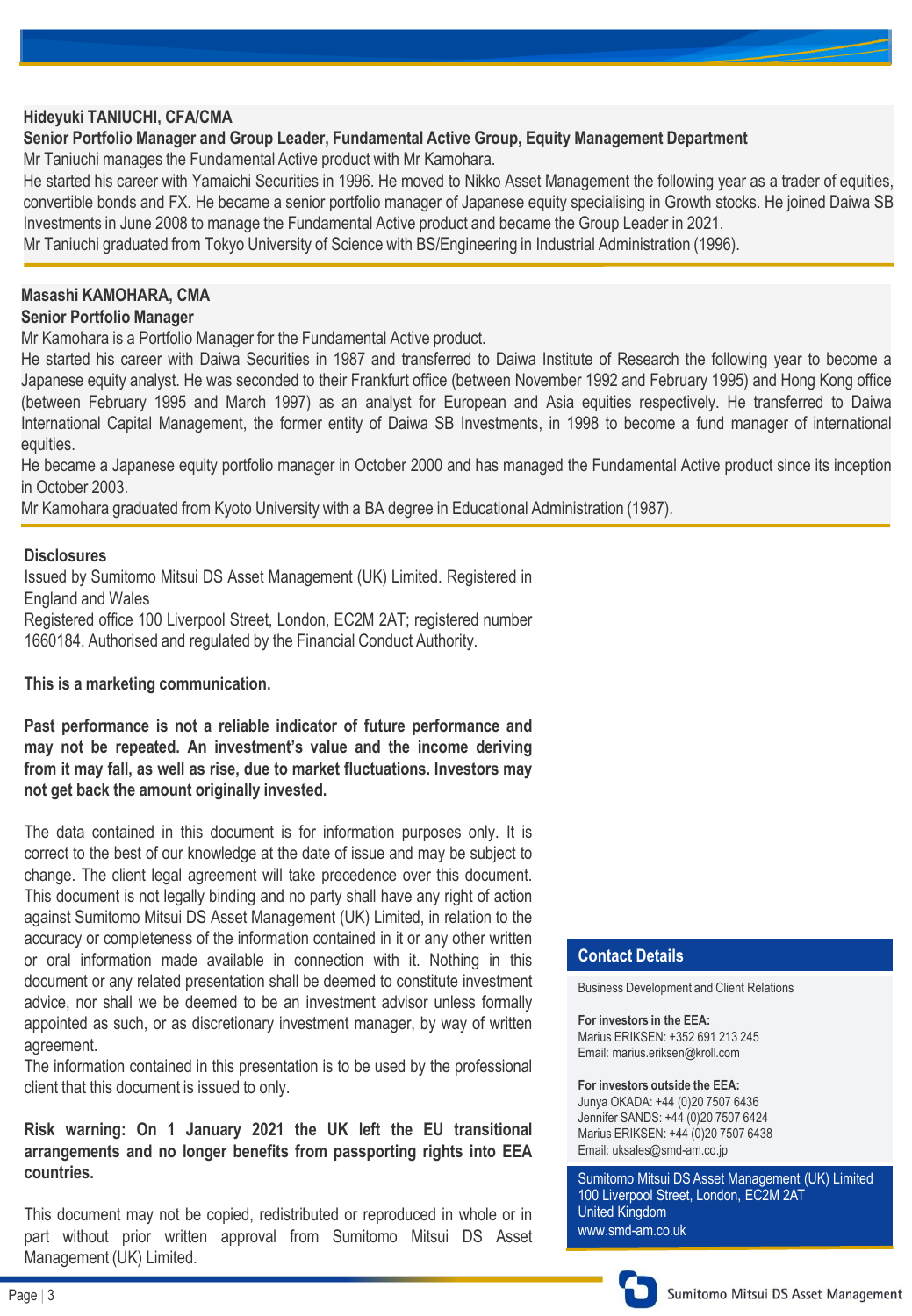### Hideyuki TANIUCHI, CFA/CMA

**Senior Portfolio Manager and Group Leader, Fundamental Active Group, Equity Management Department**

Mr Taniuchi manages the Fundamental Active product with Mr Kamohara.

He started his career with Yamaichi Securities in 1996. He moved to Nikko Asset Management the following year as a trader of equities, convertible bonds and FX. He became a senior portfolio manager of Japanese equity specialising in Growth stocks. He joined Daiwa SB Investments in June 2008 to manage the Fundamental Active product and became the Group Leader in 2021.

Mr Taniuchi graduated from Tokyo University of Science with BS/Engineering in Industrial Administration (1996).

### Masashi KAMOHARA, CMA

**Senior Portfolio Manager**

Mr Kamohara is a Portfolio Manager for the Fundamental Active product.

He started his career with Daiwa Securities in 1987 and transferred to Daiwa Institute of Research the following year to become a Japanese equity analyst. He was seconded to their Frankfurt office (between November 1992 and February 1995) and Hong Kong office (between February 1995 and March 1997) as an analyst for European and Asia equities respectively. He transferred to Daiwa International Capital Management, the former entity of Daiwa SB Investments, in 1998 to become a fund manager of international equities.

He became a Japanese equity portfolio manager in October 2000 and has managed the Fundamental Active product since its inception in October 2003.

Mr Kamohara graduated from Kyoto University with a BA degree in Educational Administration (1987).

### Disclosures

Issued by Sumitomo Mitsui DS Asset Management (UK) Limited. Registered in England and Wales

Registered office 100 Liverpool Street, London, EC2M 2AT; registered number 1660184. Authorised and regulated by the Financial Conduct Authority.

**This is a marketing communication.**

**Past performance is not a reliable indicator of future performance and may not be repeated. An investment's value and the income deriving from it may fall, as well as rise, due to market fluctuations. Investors may not get back the amount originally invested.**

The data contained in this document is for information purposes only. It is correct to the best of our knowledge at the date of issue and may be subject to change. The client legal agreement will take precedence over this document. This document is not legally binding and no party shall have any right of action against Sumitomo Mitsui DS Asset Management (UK) Limited, in relation to the accuracy or completeness of the information contained in it or any other written or oral information made available in connection with it. Nothing in this document or any related presentation shall be deemed to constitute investment advice, nor shall we be deemed to be an investment advisor unless formally appointed as such, or as discretionary investment manager, by way of written agreement.

The information contained in this presentation is to be used by the professional client that this document is issued to only.

**Risk warning: On 1 January 2021 the UK left the EU transitional arrangements and no longer benefits from passporting rights into EEA countries.**

This document may not be copied, redistributed or reproduced in whole or in part without prior written approval from Sumitomo Mitsui DS Asset Management (UK) Limited.

### Contact Details

Business Development and Client Relations

**For investors in the EEA:**
Marius ERIKSEN: +352 691 213 245
Email: marius.eriksen@kroll.com

**For investors outside the EEA:**
Junya OKADA: +44 (0)20 7507 6436
Jennifer SANDS: +44 (0)20 7507 6424
Marius ERIKSEN: +44 (0)20 7507 6438
Email: uksales@smd-am.co.jp

Sumitomo Mitsui DS Asset Management (UK) Limited
100 Liverpool Street, London, EC2M 2AT
United Kingdom
www.smd-am.co.uk

Sumitomo Mitsui DS Asset Management